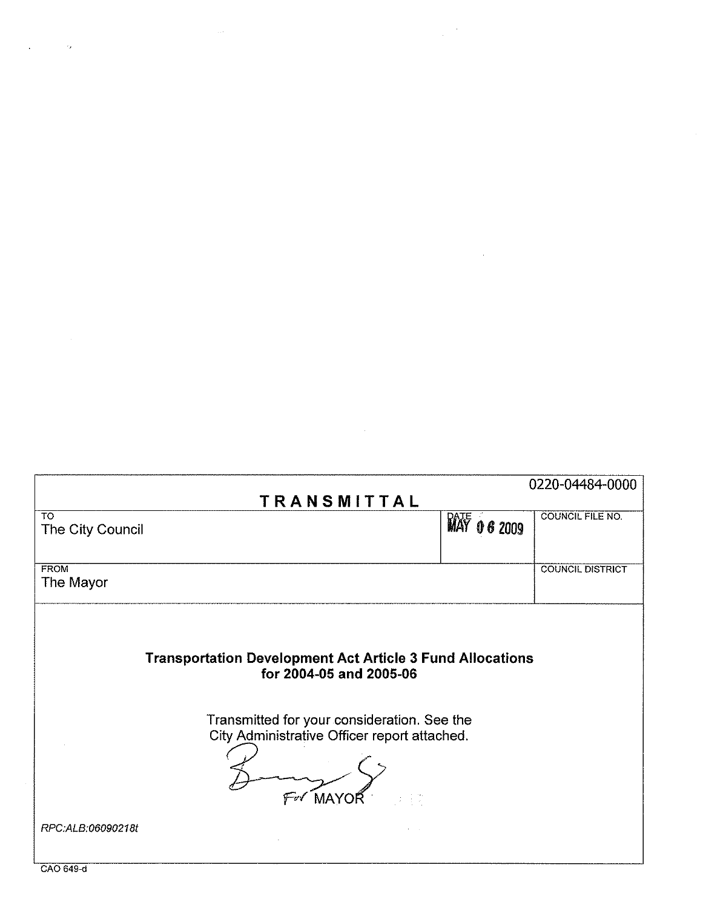0220-04484-0000

# TRANSMITTAL

| TO | DATE | COUNCIL FILE NO. |
| --- | --- | --- |
| The City Council | MAY 06 2009 | |
| FROM | | COUNCIL DISTRICT |
| The Mayor | | |

**Transportation Development Act Article 3 Fund Allocations for 2004-05 and 2005-06**

Transmitted for your consideration. See the City Administrative Officer report attached.

For MAYOR

*RPC:ALB:06090218t*

CAO 649-d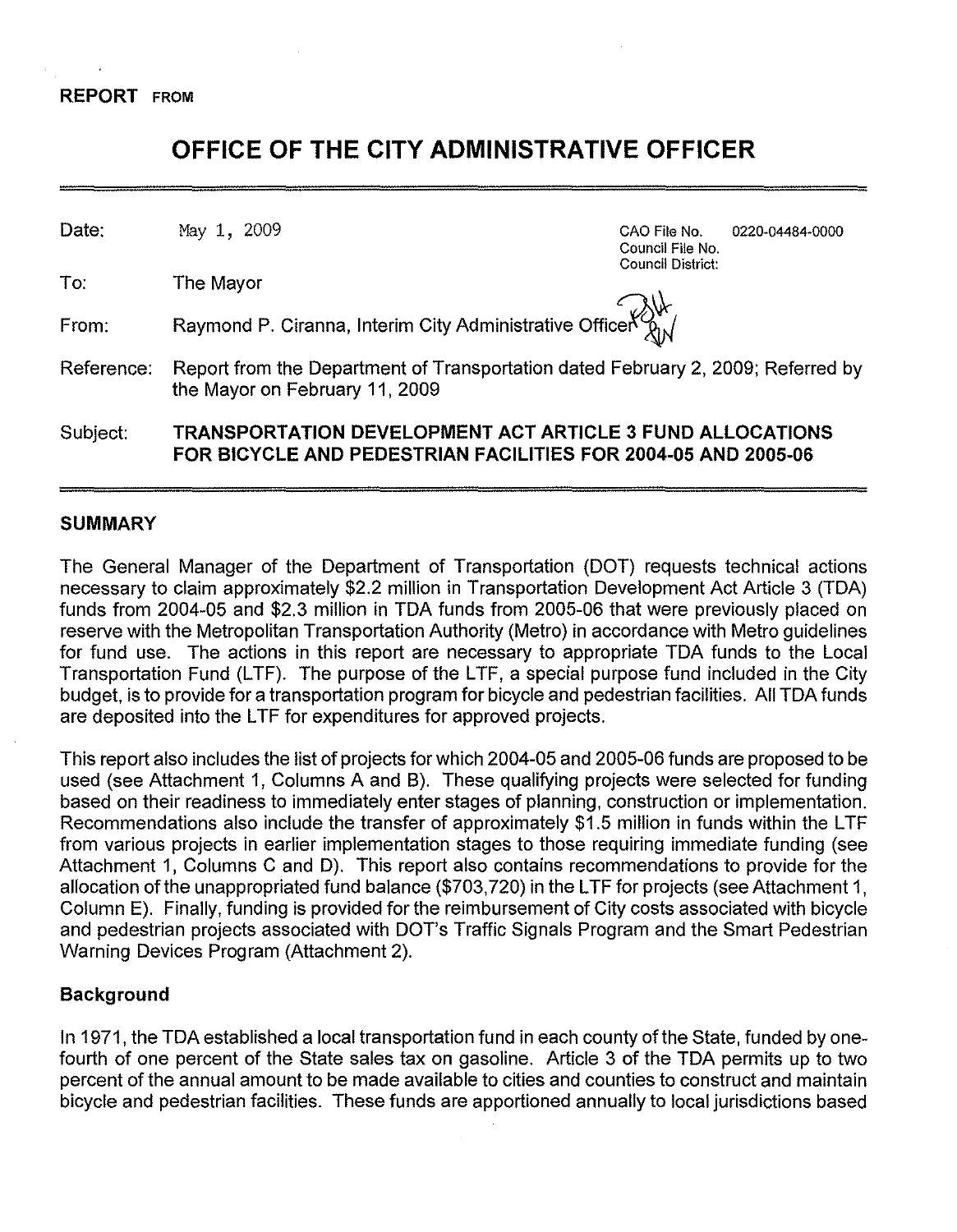**REPORT** FROM

# OFFICE OF THE CITY ADMINISTRATIVE OFFICER

| | | | |
|---|---|---|---|
| Date: | May 1, 2009 | CAO File No.<br>Council File No.<br>Council District: | 0220-04484-0000 |
| To: | The Mayor | | |
| From: | Raymond P. Ciranna, Interim City Administrative Officer | | |
| Reference: | Report from the Department of Transportation dated February 2, 2009; Referred by the Mayor on February 11, 2009 | | |
| Subject: | **TRANSPORTATION DEVELOPMENT ACT ARTICLE 3 FUND ALLOCATIONS FOR BICYCLE AND PEDESTRIAN FACILITIES FOR 2004-05 AND 2005-06** | | |

## SUMMARY

The General Manager of the Department of Transportation (DOT) requests technical actions necessary to claim approximately $2.2 million in Transportation Development Act Article 3 (TDA) funds from 2004-05 and $2.3 million in TDA funds from 2005-06 that were previously placed on reserve with the Metropolitan Transportation Authority (Metro) in accordance with Metro guidelines for fund use. The actions in this report are necessary to appropriate TDA funds to the Local Transportation Fund (LTF). The purpose of the LTF, a special purpose fund included in the City budget, is to provide for a transportation program for bicycle and pedestrian facilities. All TDA funds are deposited into the LTF for expenditures for approved projects.

This report also includes the list of projects for which 2004-05 and 2005-06 funds are proposed to be used (see Attachment 1, Columns A and B). These qualifying projects were selected for funding based on their readiness to immediately enter stages of planning, construction or implementation. Recommendations also include the transfer of approximately $1.5 million in funds within the LTF from various projects in earlier implementation stages to those requiring immediate funding (see Attachment 1, Columns C and D). This report also contains recommendations to provide for the allocation of the unappropriated fund balance ($703,720) in the LTF for projects (see Attachment 1, Column E). Finally, funding is provided for the reimbursement of City costs associated with bicycle and pedestrian projects associated with DOT's Traffic Signals Program and the Smart Pedestrian Warning Devices Program (Attachment 2).

### Background

In 1971, the TDA established a local transportation fund in each county of the State, funded by one-fourth of one percent of the State sales tax on gasoline. Article 3 of the TDA permits up to two percent of the annual amount to be made available to cities and counties to construct and maintain bicycle and pedestrian facilities. These funds are apportioned annually to local jurisdictions based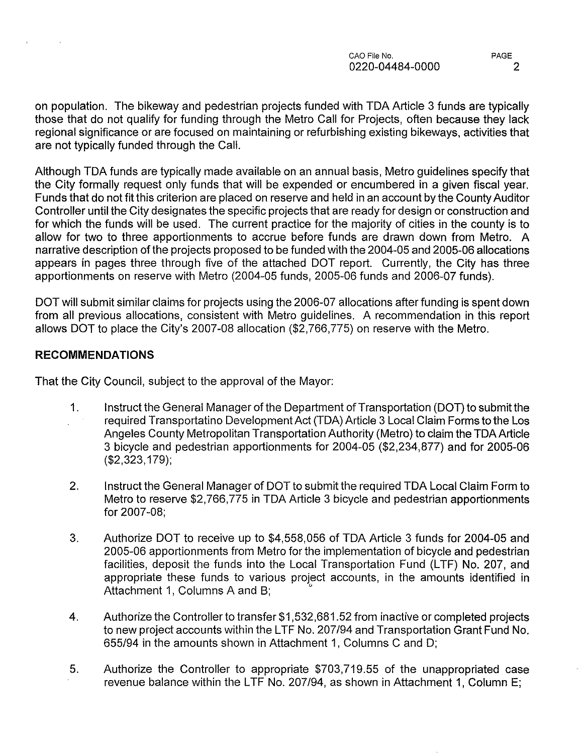on population. The bikeway and pedestrian projects funded with TDA Article 3 funds are typically those that do not qualify for funding through the Metro Call for Projects, often because they lack regional significance or are focused on maintaining or refurbishing existing bikeways, activities that are not typically funded through the Call.

Although TDA funds are typically made available on an annual basis, Metro guidelines specify that the City formally request only funds that will be expended or encumbered in a given fiscal year. Funds that do not fit this criterion are placed on reserve and held in an account by the County Auditor Controller until the City designates the specific projects that are ready for design or construction and for which the funds will be used. The current practice for the majority of cities in the county is to allow for two to three apportionments to accrue before funds are drawn down from Metro. A narrative description of the projects proposed to be funded with the 2004-05 and 2005-06 allocations appears in pages three through five of the attached DOT report. Currently, the City has three apportionments on reserve with Metro (2004-05 funds, 2005-06 funds and 2006-07 funds).

DOT will submit similar claims for projects using the 2006-07 allocations after funding is spent down from all previous allocations, consistent with Metro guidelines. A recommendation in this report allows DOT to place the City's 2007-08 allocation ($2,766,775) on reserve with the Metro.

## RECOMMENDATIONS

That the City Council, subject to the approval of the Mayor:

1. Instruct the General Manager of the Department of Transportation (DOT) to submit the required Transportatino Development Act (TDA) Article 3 Local Claim Forms to the Los Angeles County Metropolitan Transportation Authority (Metro) to claim the TDA Article 3 bicycle and pedestrian apportionments for 2004-05 ($2,234,877) and for 2005-06 ($2,323,179);

2. Instruct the General Manager of DOT to submit the required TDA Local Claim Form to Metro to reserve $2,766,775 in TDA Article 3 bicycle and pedestrian apportionments for 2007-08;

3. Authorize DOT to receive up to $4,558,056 of TDA Article 3 funds for 2004-05 and 2005-06 apportionments from Metro for the implementation of bicycle and pedestrian facilities, deposit the funds into the Local Transportation Fund (LTF) No. 207, and appropriate these funds to various project accounts, in the amounts identified in Attachment 1, Columns A and B;

4. Authorize the Controller to transfer $1,532,681.52 from inactive or completed projects to new project accounts within the LTF No. 207/94 and Transportation Grant Fund No. 655/94 in the amounts shown in Attachment 1, Columns C and D;

5. Authorize the Controller to appropriate $703,719.55 of the unappropriated case revenue balance within the LTF No. 207/94, as shown in Attachment 1, Column E;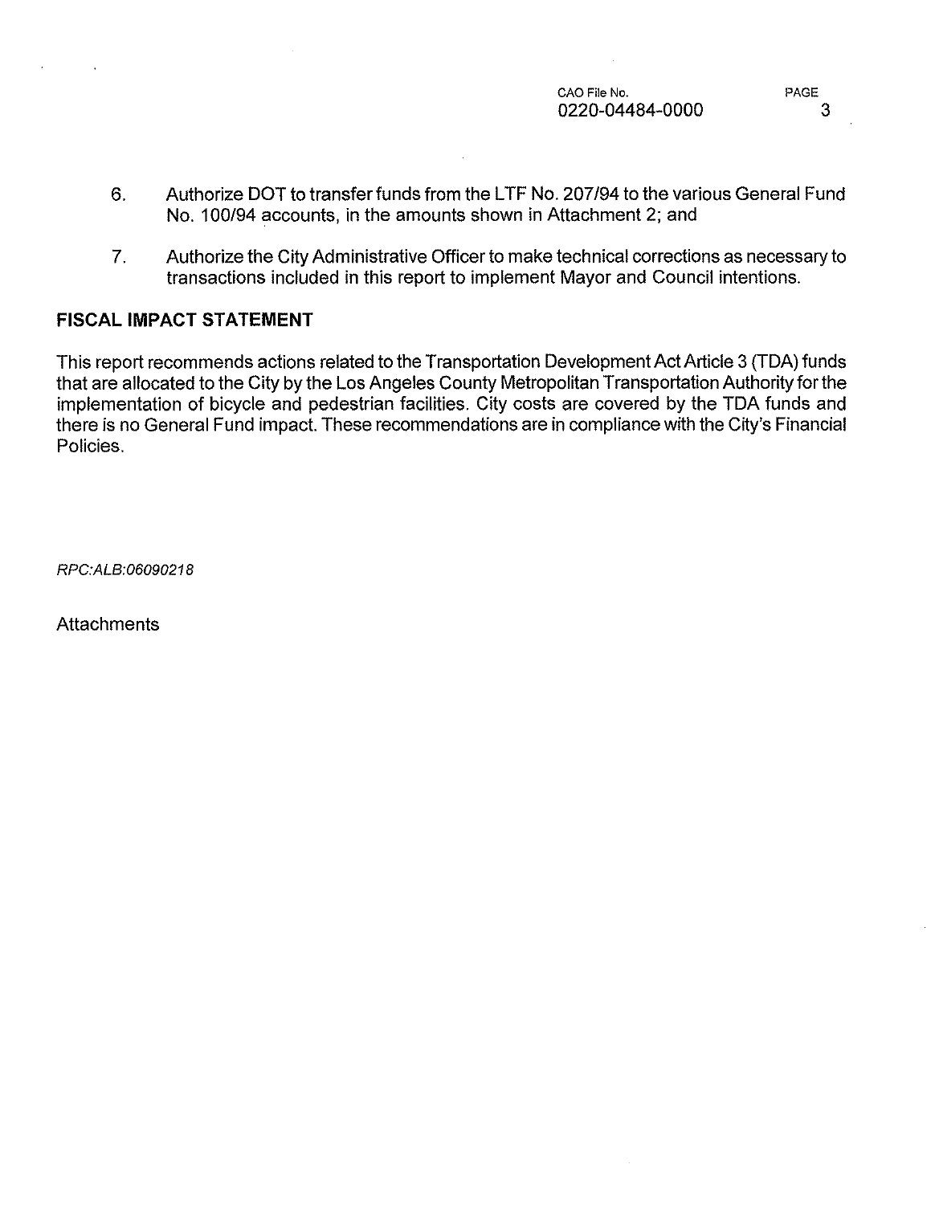6. Authorize DOT to transfer funds from the LTF No. 207/94 to the various General Fund No. 100/94 accounts, in the amounts shown in Attachment 2; and

7. Authorize the City Administrative Officer to make technical corrections as necessary to transactions included in this report to implement Mayor and Council intentions.

## FISCAL IMPACT STATEMENT

This report recommends actions related to the Transportation Development Act Article 3 (TDA) funds that are allocated to the City by the Los Angeles County Metropolitan Transportation Authority for the implementation of bicycle and pedestrian facilities. City costs are covered by the TDA funds and there is no General Fund impact. These recommendations are in compliance with the City's Financial Policies.

*RPC:ALB:06090218*

Attachments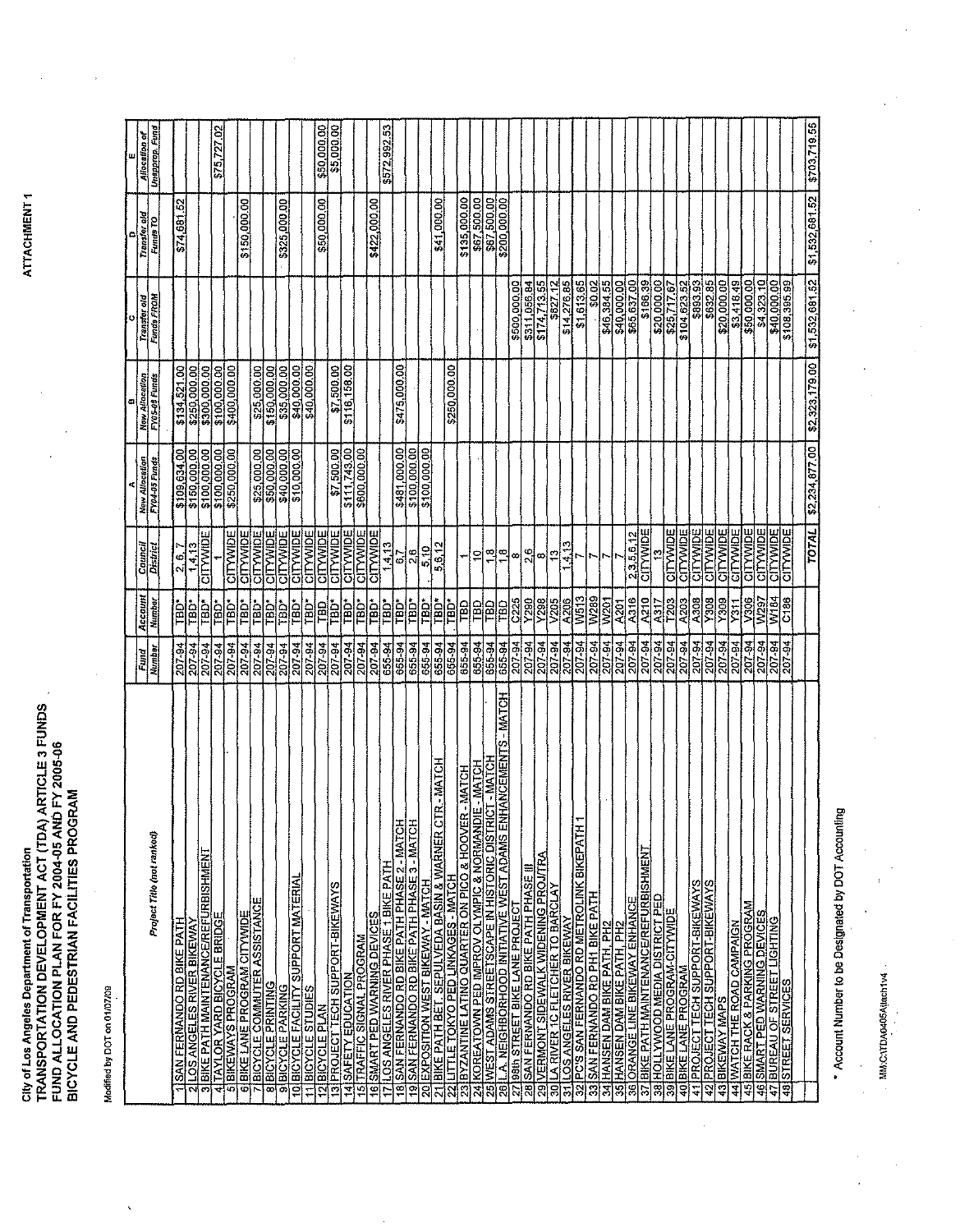ATTACHMENT 1

City of Los Angeles Department of Transportation
**TRANSPORTATION DEVELOPMENT ACT (TDA) ARTICLE 3 FUNDS**
**FUND ALLOCATION PLAN FOR FY 2004-05 AND FY 2005-06**
**BICYCLE AND PEDESTRIAN FACILITIES PROGRAM**

Modified by DOT on 01/07/09

| | Project Title (not ranked) | Fund Number | Account Number | Council District | A New Allocation FY04-05 Funds | B New Allocation FY05-06 Funds | C Transfer old Funds FROM | D Transfer old Funds TO | E Allocation of Unapprop. Fund |
|---|---|---|---|---|---|---|---|---|---|
| 1 | SAN FERNANDO RD BIKE PATH | 207-94 | TBD* | 2, 6, 7 | $109,634.00 | $134,521.00 | | $74,681.52 | |
| 2 | LOS ANGELES RIVER BIKEWAY | 207-94 | TBD* | 1,4,13 | $150,000.00 | $250,000.00 | | | |
| 3 | BIKE PATH MAINTENANCE/REFURBISHMENT | 207-94 | TBD* | CITYWIDE | $100,000.00 | $300,000.00 | | | |
| 4 | TAYLOR YARD BICYCLE BRIDGE | 207-94 | TBD* | 1 | $100,000.00 | $100,000.00 | | | $75,727.02 |
| 5 | BIKEWAYS PROGRAM | 207-94 | TBD* | CITYWIDE | $250,000.00 | $400,000.00 | | | |
| 6 | BIKE LANE PROGRAM CITYWIDE | 207-94 | TBD* | CITYWIDE | | | | $150,000.00 | |
| 7 | BICYCLE COMMUTER ASSISTANCE | 207-94 | TBD* | CITYWIDE | $25,000.00 | $25,000.00 | | | |
| 8 | BICYCLE PRINTING | 207-94 | TBD* | CITYWIDE | $50,000.00 | $150,000.00 | | | |
| 9 | BICYCLE PARKING | 207-94 | TBD* | CITYWIDE | $40,000.00 | $35,000.00 | | $325,000.00 | |
| 10 | BICYCLE FACILITY SUPPORT MATERIAL | 207-94 | TBD* | CITYWIDE | $10,000.00 | $40,000.00 | | | |
| 11 | BICYCLE STUDIES | 207-94 | TBD | CITYWIDE | | $40,000.00 | | | |
| 12 | BICYCLE PLAN | 207-94 | TBD | CITYWIDE | | | | $50,000.00 | $50,000.00 |
| 13 | PROJECT TECH SUPPORT-BIKEWAYS | 207-94 | TBD* | CITYWIDE | $7,500.00 | $7,500.00 | | | $5,000.00 |
| 14 | SAFETY EDUCATION | 207-94 | TBD* | CITYWIDE | $111,743.00 | $116,158.00 | | | |
| 15 | TRAFFIC SIGNAL PROGRAM | 207-94 | TBD* | CITYWIDE | $600,000.00 | | | | |
| 16 | SMART PED WARNING DEVICES | 207-94 | TBD* | CITYWIDE | | | | $422,000.00 | |
| 17 | LOS ANGELES RIVER PHASE 1 BIKE PATH | 655-94 | TBD* | 1,4,13 | | | | | $572,992.53 |
| 18 | SAN FERNANDO RD BIKE PATH PHASE 2 - MATCH | 655-94 | TBD* | 6,7 | $481,000.00 | $475,000.00 | | | |
| 19 | SAN FERNANDO RD BIKE PATH PHASE 3 - MATCH | 655-94 | TBD* | 2,6 | $100,000.00 | | | | |
| 20 | EXPOSITION WEST BIKEWAY - MATCH | 655-94 | TBD* | 5,10 | $100,000.00 | | | | |
| 21 | BIKE PATH BET. SEPULVEDA BASIN & WARNER CTR - MATCH | 655-94 | TBD* | 5,6,12 | | | | $41,000.00 | |
| 22 | LITTLE TOKYO PED LINKAGES - MATCH | 655-94 | TBD* | | | $250,000.00 | | | |
| 23 | BYZANTINE LATINO QUARTER ON PICO & HOOVER - MATCH | 655-94 | TBD | 1 | | | | $135,000.00 | |
| 24 | KOREATOWN PED IMPROV OLYMPIC & NORMANDIE - MATCH | 655-94 | TBD | 10 | | | | $67,500.00 | |
| 25 | WEST ADAMS STREETSCAPE IN HISTORIC DISTRICT - MATCH | 655-94 | TBD | 1,8 | | | | $67,500.00 | |
| 26 | L.A. NEIGHBORHOOD INITIATIVE WEST ADAMS ENHANCEMENTS - MATCH | 655-94 | TBD | 1,8 | | | | $200,000.00 | |
| 27 | 98th STREET BIKE LANE PROJECT | 207-94 | C225 | 8 | | | $500,000.00 | | |
| 28 | SAN FERNANDO RD BIKE PATH PHASE III | 207-94 | Y299 | 2,6 | | | $311,056.84 | | |
| 29 | VERMONT SIDEWALK WIDENING PROJ/TRA | 207-94 | Y298 | 8 | | | $174,713.55 | | |
| 30 | LA RIVER 1C FLETCHER TO BARCLAY | 207-94 | V205 | 13 | | | $827.12 | | |
| 31 | LOS ANGELES RIVER BIKEWAY | 207-94 | A206 | 1,4,13 | | | $14,276.85 | | |
| 32 | PC'S SAN FERNANDO RD METROLINK BIKEPATH 1 | 207-94 | W513 | 7 | | | $1,613.65 | | |
| 33 | SAN FERNANDO RD PH1 BIKE PATH | 207-94 | W289 | 7 | | | $0.02 | | |
| 34 | HANSEN DAM BIKE PATH, PH2 | 207-94 | W201 | 7 | | | $46,384.55 | | |
| 35 | HANSEN DAM BIKE PATH, PH2 | 207-94 | A201 | 7 | | | $40,000.00 | | |
| 36 | ORANGE LINE BIKEWAY ENHANCE | 207-94 | A316 | 2,3,5,6,12 | | | $65,637.00 | | |
| 37 | BIKE PATH MAINTENANCE/REFURBISHMENT | 207-94 | A210 | CITYWIDE | | | $166.39 | | |
| 38 | HOLLYWOOD MEDIA DISTRICT PED | 207-94 | A317 | 13 | | | $20,000.00 | | |
| 39 | BIKE LANE PROGRAM-CITYWIDE | 207-94 | T203 | CITYWIDE | | | $25,717.67 | | |
| 40 | BIKE LANE PROGRAM | 207-94 | A203 | CITYWIDE | | | $104,623.52 | | |
| 41 | PROJECT TECH SUPPORT-BIKEWAYS | 207-94 | A308 | CITYWIDE | | | $893.93 | | |
| 42 | PROJECT TECH SUPPORT-BIKEWAYS | 207-94 | Y308 | CITYWIDE | | | $632.85 | | |
| 43 | BIKEWAY MAPS | 207-94 | Y309 | CITYWIDE | | | $20,000.00 | | |
| 44 | WATCH THE ROAD CAMPAIGN | 207-94 | Y311 | CITYWIDE | | | $3,418.49 | | |
| 45 | BIKE RACK & PARKING PROGRAM | 207-94 | V306 | CITYWIDE | | | $50,000.00 | | |
| 46 | SMART PED WARNING DEVICES | 207-94 | W297 | CITYWIDE | | | $4,323.10 | | |
| 47 | BUREAU OF STREET LIGHTING | 207-94 | W184 | CITYWIDE | | | $40,000.00 | | |
| 48 | STREET SERVICES | 207-94 | C186 | CITYWIDE | | | $108,395.99 | | |
| | | | | TOTAL | $2,234,877.00 | $2,323,179.00 | $1,532,681.52 | $1,532,681.52 | $703,719.55 |

\* Account Number to be Designated by DOT Accounting

MM:C:\TDA0405Attach1v4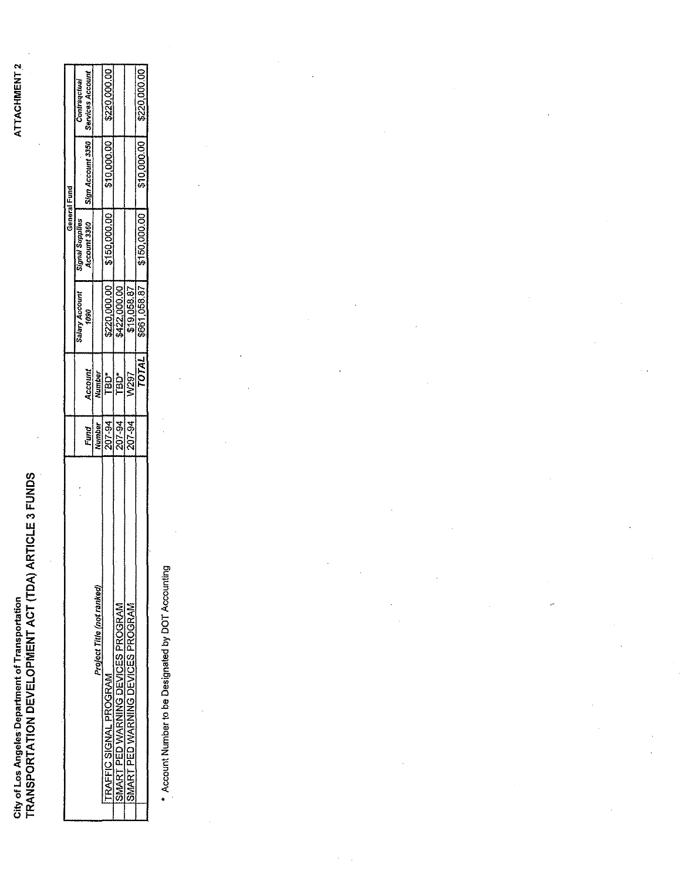ATTACHMENT 2

City of Los Angeles Department of Transportation

# TRANSPORTATION DEVELOPMENT ACT (TDA) ARTICLE 3 FUNDS

| | | | General Fund | | | |
|---|---|---|---|---|---|---|
| *Project Title (not ranked)* | *Fund Number* | *Account Number* | *Salary Account 1090* | *Signal Supplies Account 3360* | *Sign Account 3350* | *Contractual Services Account* |
| TRAFFIC SIGNAL PROGRAM | 207-94 | TBD* | $220,000.00 | $150,000.00 | $10,000.00 | $220,000.00 |
| SMART PED WARNING DEVICES PROGRAM | 207-94 | TBD* | $422,000.00 | | | |
| SMART PED WARNING DEVICES PROGRAM | 207-94 | W297 | $19,058.87 | | | |
| | | ***TOTAL*** | $661,058.87 | $150,000.00 | $10,000.00 | $220,000.00 |

\* Account Number to be Designated by DOT Accounting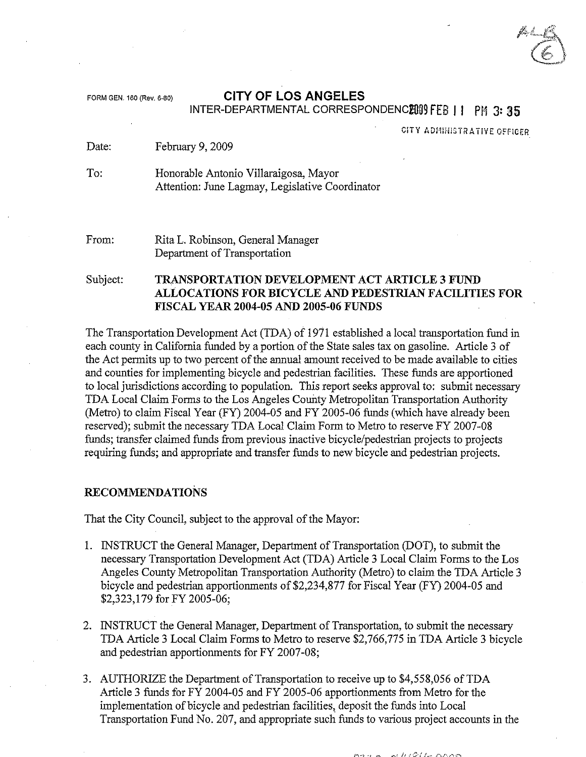FORM GEN. 160 (Rev. 6-80)

# CITY OF LOS ANGELES

INTER-DEPARTMENTAL CORRESPONDENCE 2009 FEB 11 PM 3:35

CITY ADMINISTRATIVE OFFICER

Date: February 9, 2009

To: Honorable Antonio Villaraigosa, Mayor
Attention: June Lagmay, Legislative Coordinator

From: Rita L. Robinson, General Manager
Department of Transportation

Subject: **TRANSPORTATION DEVELOPMENT ACT ARTICLE 3 FUND ALLOCATIONS FOR BICYCLE AND PEDESTRIAN FACILITIES FOR FISCAL YEAR 2004-05 AND 2005-06 FUNDS**

The Transportation Development Act (TDA) of 1971 established a local transportation fund in each county in California funded by a portion of the State sales tax on gasoline. Article 3 of the Act permits up to two percent of the annual amount received to be made available to cities and counties for implementing bicycle and pedestrian facilities. These funds are apportioned to local jurisdictions according to population. This report seeks approval to: submit necessary TDA Local Claim Forms to the Los Angeles County Metropolitan Transportation Authority (Metro) to claim Fiscal Year (FY) 2004-05 and FY 2005-06 funds (which have already been reserved); submit the necessary TDA Local Claim Form to Metro to reserve FY 2007-08 funds; transfer claimed funds from previous inactive bicycle/pedestrian projects to projects requiring funds; and appropriate and transfer funds to new bicycle and pedestrian projects.

## RECOMMENDATIONS

That the City Council, subject to the approval of the Mayor:

1. INSTRUCT the General Manager, Department of Transportation (DOT), to submit the necessary Transportation Development Act (TDA) Article 3 Local Claim Forms to the Los Angeles County Metropolitan Transportation Authority (Metro) to claim the TDA Article 3 bicycle and pedestrian apportionments of $2,234,877 for Fiscal Year (FY) 2004-05 and $2,323,179 for FY 2005-06;

2. INSTRUCT the General Manager, Department of Transportation, to submit the necessary TDA Article 3 Local Claim Forms to Metro to reserve $2,766,775 in TDA Article 3 bicycle and pedestrian apportionments for FY 2007-08;

3. AUTHORIZE the Department of Transportation to receive up to $4,558,056 of TDA Article 3 funds for FY 2004-05 and FY 2005-06 apportionments from Metro for the implementation of bicycle and pedestrian facilities, deposit the funds into Local Transportation Fund No. 207, and appropriate such funds to various project accounts in the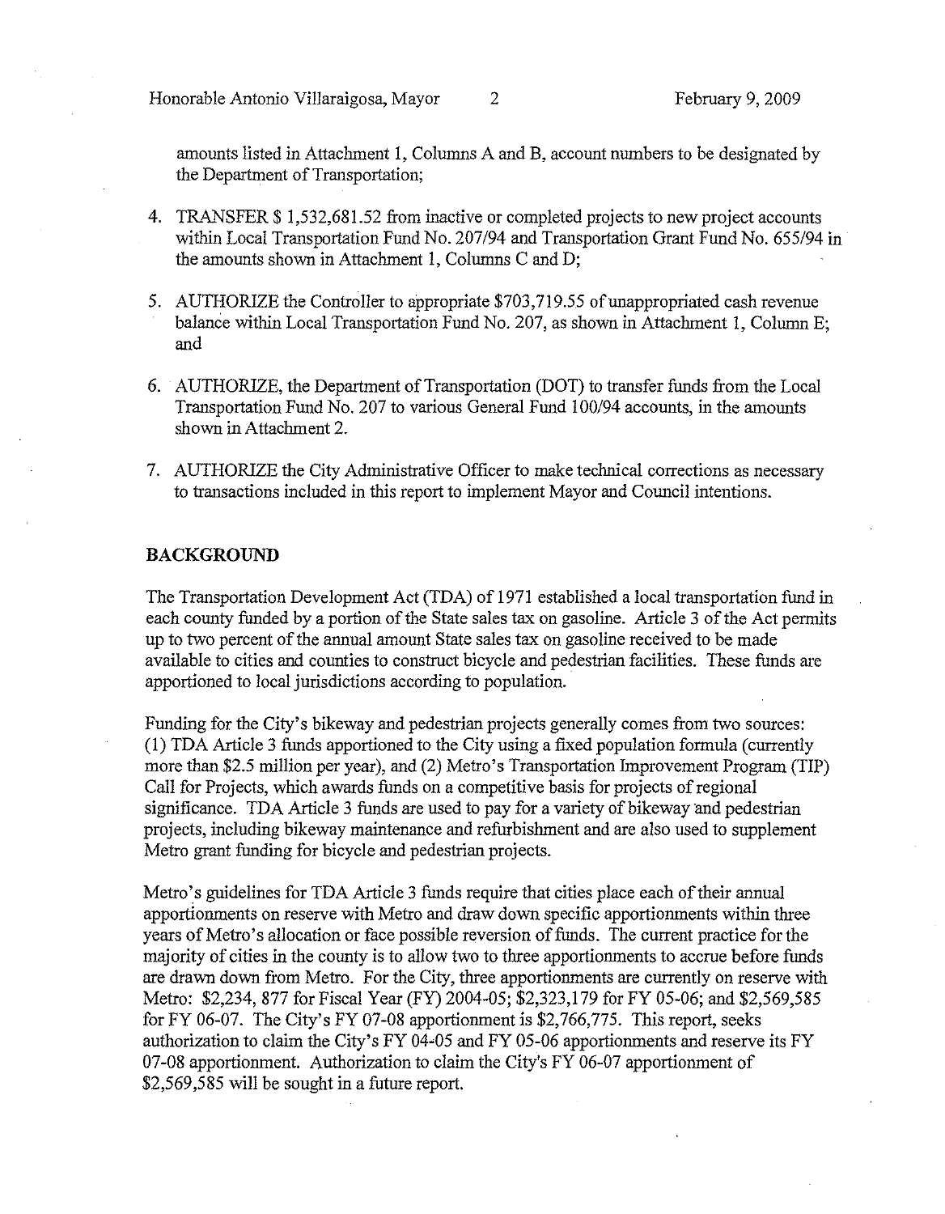amounts listed in Attachment 1, Columns A and B, account numbers to be designated by the Department of Transportation;

4. TRANSFER $ 1,532,681.52 from inactive or completed projects to new project accounts within Local Transportation Fund No. 207/94 and Transportation Grant Fund No. 655/94 in the amounts shown in Attachment 1, Columns C and D;

5. AUTHORIZE the Controller to appropriate $703,719.55 of unappropriated cash revenue balance within Local Transportation Fund No. 207, as shown in Attachment 1, Column E; and

6. AUTHORIZE, the Department of Transportation (DOT) to transfer funds from the Local Transportation Fund No. 207 to various General Fund 100/94 accounts, in the amounts shown in Attachment 2.

7. AUTHORIZE the City Administrative Officer to make technical corrections as necessary to transactions included in this report to implement Mayor and Council intentions.

## BACKGROUND

The Transportation Development Act (TDA) of 1971 established a local transportation fund in each county funded by a portion of the State sales tax on gasoline. Article 3 of the Act permits up to two percent of the annual amount State sales tax on gasoline received to be made available to cities and counties to construct bicycle and pedestrian facilities. These funds are apportioned to local jurisdictions according to population.

Funding for the City's bikeway and pedestrian projects generally comes from two sources: (1) TDA Article 3 funds apportioned to the City using a fixed population formula (currently more than $2.5 million per year), and (2) Metro's Transportation Improvement Program (TIP) Call for Projects, which awards funds on a competitive basis for projects of regional significance. TDA Article 3 funds are used to pay for a variety of bikeway and pedestrian projects, including bikeway maintenance and refurbishment and are also used to supplement Metro grant funding for bicycle and pedestrian projects.

Metro's guidelines for TDA Article 3 funds require that cities place each of their annual apportionments on reserve with Metro and draw down specific apportionments within three years of Metro's allocation or face possible reversion of funds. The current practice for the majority of cities in the county is to allow two to three apportionments to accrue before funds are drawn down from Metro. For the City, three apportionments are currently on reserve with Metro: $2,234, 877 for Fiscal Year (FY) 2004-05; $2,323,179 for FY 05-06; and $2,569,585 for FY 06-07. The City's FY 07-08 apportionment is $2,766,775. This report, seeks authorization to claim the City's FY 04-05 and FY 05-06 apportionments and reserve its FY 07-08 apportionment. Authorization to claim the City's FY 06-07 apportionment of $2,569,585 will be sought in a future report.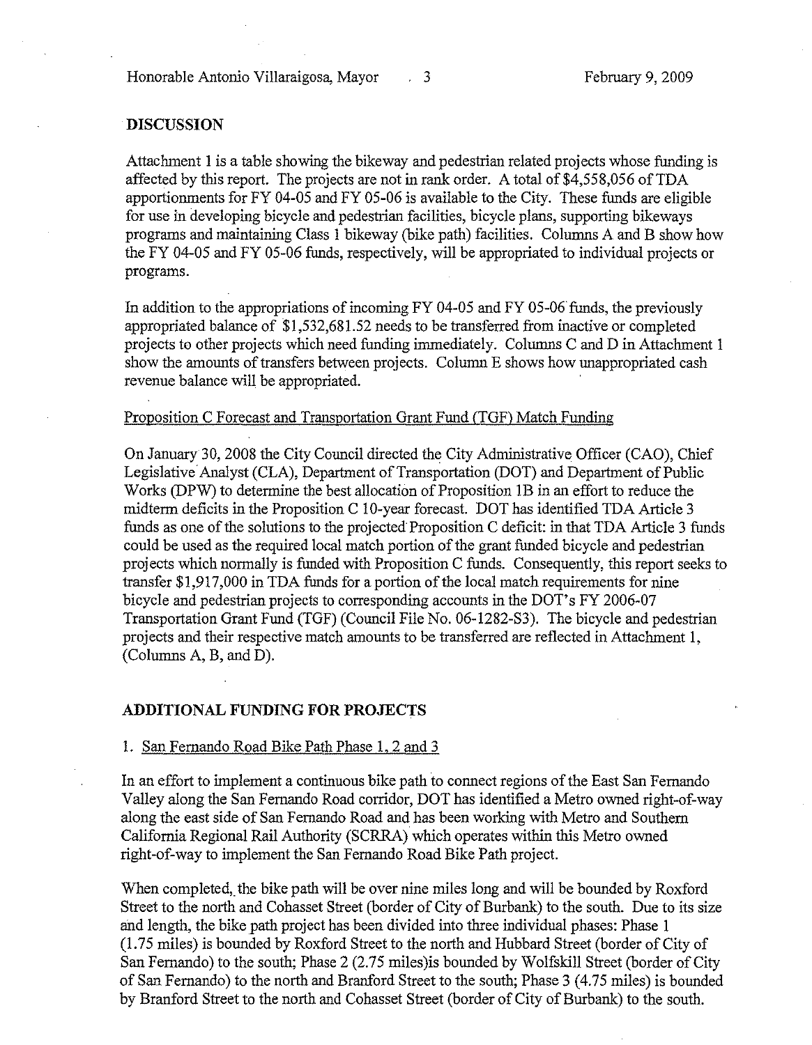## DISCUSSION

Attachment 1 is a table showing the bikeway and pedestrian related projects whose funding is affected by this report. The projects are not in rank order. A total of $4,558,056 of TDA apportionments for FY 04-05 and FY 05-06 is available to the City. These funds are eligible for use in developing bicycle and pedestrian facilities, bicycle plans, supporting bikeways programs and maintaining Class 1 bikeway (bike path) facilities. Columns A and B show how the FY 04-05 and FY 05-06 funds, respectively, will be appropriated to individual projects or programs.

In addition to the appropriations of incoming FY 04-05 and FY 05-06 funds, the previously appropriated balance of $1,532,681.52 needs to be transferred from inactive or completed projects to other projects which need funding immediately. Columns C and D in Attachment 1 show the amounts of transfers between projects. Column E shows how unappropriated cash revenue balance will be appropriated.

Proposition C Forecast and Transportation Grant Fund (TGF) Match Funding

On January 30, 2008 the City Council directed the City Administrative Officer (CAO), Chief Legislative Analyst (CLA), Department of Transportation (DOT) and Department of Public Works (DPW) to determine the best allocation of Proposition 1B in an effort to reduce the midterm deficits in the Proposition C 10-year forecast. DOT has identified TDA Article 3 funds as one of the solutions to the projected Proposition C deficit: in that TDA Article 3 funds could be used as the required local match portion of the grant funded bicycle and pedestrian projects which normally is funded with Proposition C funds. Consequently, this report seeks to transfer $1,917,000 in TDA funds for a portion of the local match requirements for nine bicycle and pedestrian projects to corresponding accounts in the DOT's FY 2006-07 Transportation Grant Fund (TGF) (Council File No. 06-1282-S3). The bicycle and pedestrian projects and their respective match amounts to be transferred are reflected in Attachment 1, (Columns A, B, and D).

## ADDITIONAL FUNDING FOR PROJECTS

1. San Fernando Road Bike Path Phase 1, 2 and 3

In an effort to implement a continuous bike path to connect regions of the East San Fernando Valley along the San Fernando Road corridor, DOT has identified a Metro owned right-of-way along the east side of San Fernando Road and has been working with Metro and Southern California Regional Rail Authority (SCRRA) which operates within this Metro owned right-of-way to implement the San Fernando Road Bike Path project.

When completed, the bike path will be over nine miles long and will be bounded by Roxford Street to the north and Cohasset Street (border of City of Burbank) to the south. Due to its size and length, the bike path project has been divided into three individual phases: Phase 1 (1.75 miles) is bounded by Roxford Street to the north and Hubbard Street (border of City of San Fernando) to the south; Phase 2 (2.75 miles)is bounded by Wolfskill Street (border of City of San Fernando) to the north and Branford Street to the south; Phase 3 (4.75 miles) is bounded by Branford Street to the north and Cohasset Street (border of City of Burbank) to the south.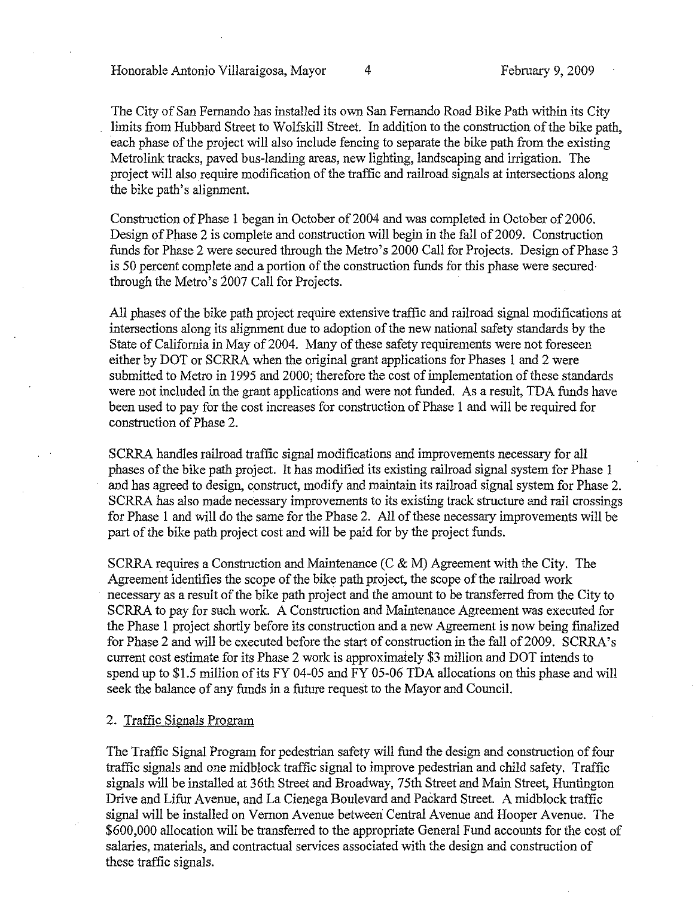The City of San Fernando has installed its own San Fernando Road Bike Path within its City limits from Hubbard Street to Wolfskill Street. In addition to the construction of the bike path, each phase of the project will also include fencing to separate the bike path from the existing Metrolink tracks, paved bus-landing areas, new lighting, landscaping and irrigation. The project will also require modification of the traffic and railroad signals at intersections along the bike path's alignment.

Construction of Phase 1 began in October of 2004 and was completed in October of 2006. Design of Phase 2 is complete and construction will begin in the fall of 2009. Construction funds for Phase 2 were secured through the Metro's 2000 Call for Projects. Design of Phase 3 is 50 percent complete and a portion of the construction funds for this phase were secured through the Metro's 2007 Call for Projects.

All phases of the bike path project require extensive traffic and railroad signal modifications at intersections along its alignment due to adoption of the new national safety standards by the State of California in May of 2004. Many of these safety requirements were not foreseen either by DOT or SCRRA when the original grant applications for Phases 1 and 2 were submitted to Metro in 1995 and 2000; therefore the cost of implementation of these standards were not included in the grant applications and were not funded. As a result, TDA funds have been used to pay for the cost increases for construction of Phase 1 and will be required for construction of Phase 2.

SCRRA handles railroad traffic signal modifications and improvements necessary for all phases of the bike path project. It has modified its existing railroad signal system for Phase 1 and has agreed to design, construct, modify and maintain its railroad signal system for Phase 2. SCRRA has also made necessary improvements to its existing track structure and rail crossings for Phase 1 and will do the same for the Phase 2. All of these necessary improvements will be part of the bike path project cost and will be paid for by the project funds.

SCRRA requires a Construction and Maintenance (C & M) Agreement with the City. The Agreement identifies the scope of the bike path project, the scope of the railroad work necessary as a result of the bike path project and the amount to be transferred from the City to SCRRA to pay for such work. A Construction and Maintenance Agreement was executed for the Phase 1 project shortly before its construction and a new Agreement is now being finalized for Phase 2 and will be executed before the start of construction in the fall of 2009. SCRRA's current cost estimate for its Phase 2 work is approximately $3 million and DOT intends to spend up to $1.5 million of its FY 04-05 and FY 05-06 TDA allocations on this phase and will seek the balance of any funds in a future request to the Mayor and Council.

2. Traffic Signals Program

The Traffic Signal Program for pedestrian safety will fund the design and construction of four traffic signals and one midblock traffic signal to improve pedestrian and child safety. Traffic signals will be installed at 36th Street and Broadway, 75th Street and Main Street, Huntington Drive and Lifur Avenue, and La Cienega Boulevard and Packard Street. A midblock traffic signal will be installed on Vernon Avenue between Central Avenue and Hooper Avenue. The $600,000 allocation will be transferred to the appropriate General Fund accounts for the cost of salaries, materials, and contractual services associated with the design and construction of these traffic signals.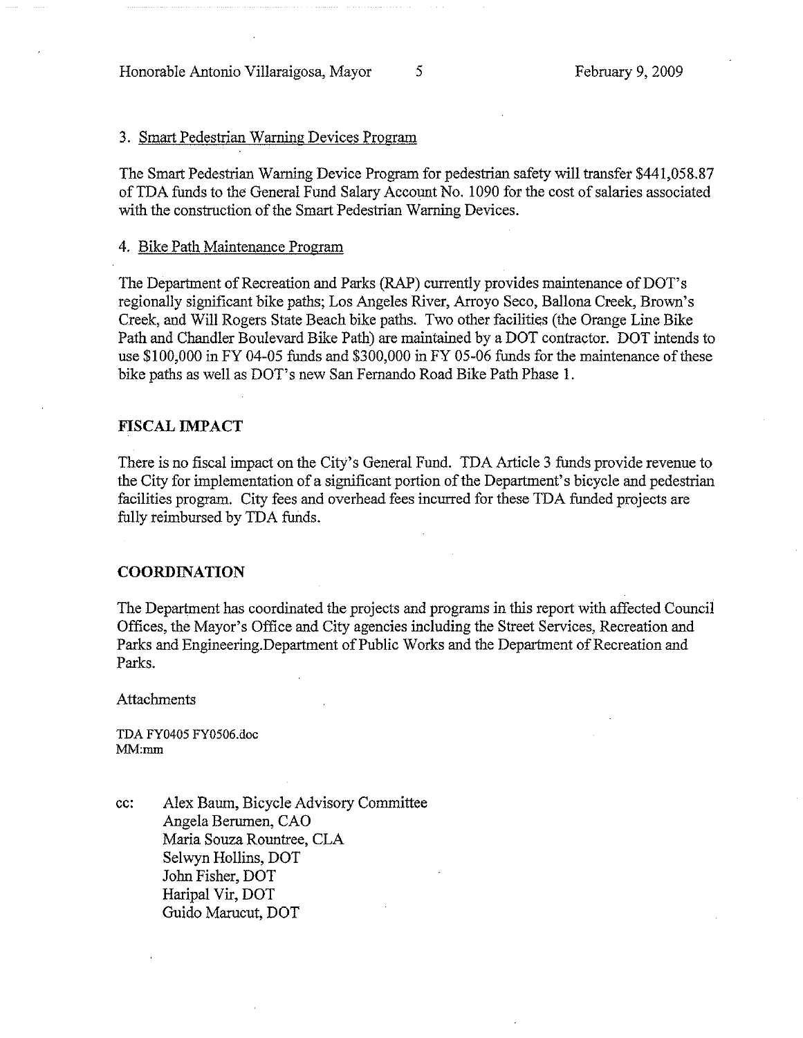3. <u>Smart Pedestrian Warning Devices Program</u>

The Smart Pedestrian Warning Device Program for pedestrian safety will transfer $441,058.87 of TDA funds to the General Fund Salary Account No. 1090 for the cost of salaries associated with the construction of the Smart Pedestrian Warning Devices.

4. <u>Bike Path Maintenance Program</u>

The Department of Recreation and Parks (RAP) currently provides maintenance of DOT's regionally significant bike paths; Los Angeles River, Arroyo Seco, Ballona Creek, Brown's Creek, and Will Rogers State Beach bike paths. Two other facilities (the Orange Line Bike Path and Chandler Boulevard Bike Path) are maintained by a DOT contractor. DOT intends to use $100,000 in FY 04-05 funds and $300,000 in FY 05-06 funds for the maintenance of these bike paths as well as DOT's new San Fernando Road Bike Path Phase 1.

## FISCAL IMPACT

There is no fiscal impact on the City's General Fund. TDA Article 3 funds provide revenue to the City for implementation of a significant portion of the Department's bicycle and pedestrian facilities program. City fees and overhead fees incurred for these TDA funded projects are fully reimbursed by TDA funds.

## COORDINATION

The Department has coordinated the projects and programs in this report with affected Council Offices, the Mayor's Office and City agencies including the Street Services, Recreation and Parks and Engineering.Department of Public Works and the Department of Recreation and Parks.

Attachments

TDA FY0405 FY0506.doc
MM:mm

cc: Alex Baum, Bicycle Advisory Committee
Angela Berumen, CAO
Maria Souza Rountree, CLA
Selwyn Hollins, DOT
John Fisher, DOT
Haripal Vir, DOT
Guido Marucut, DOT